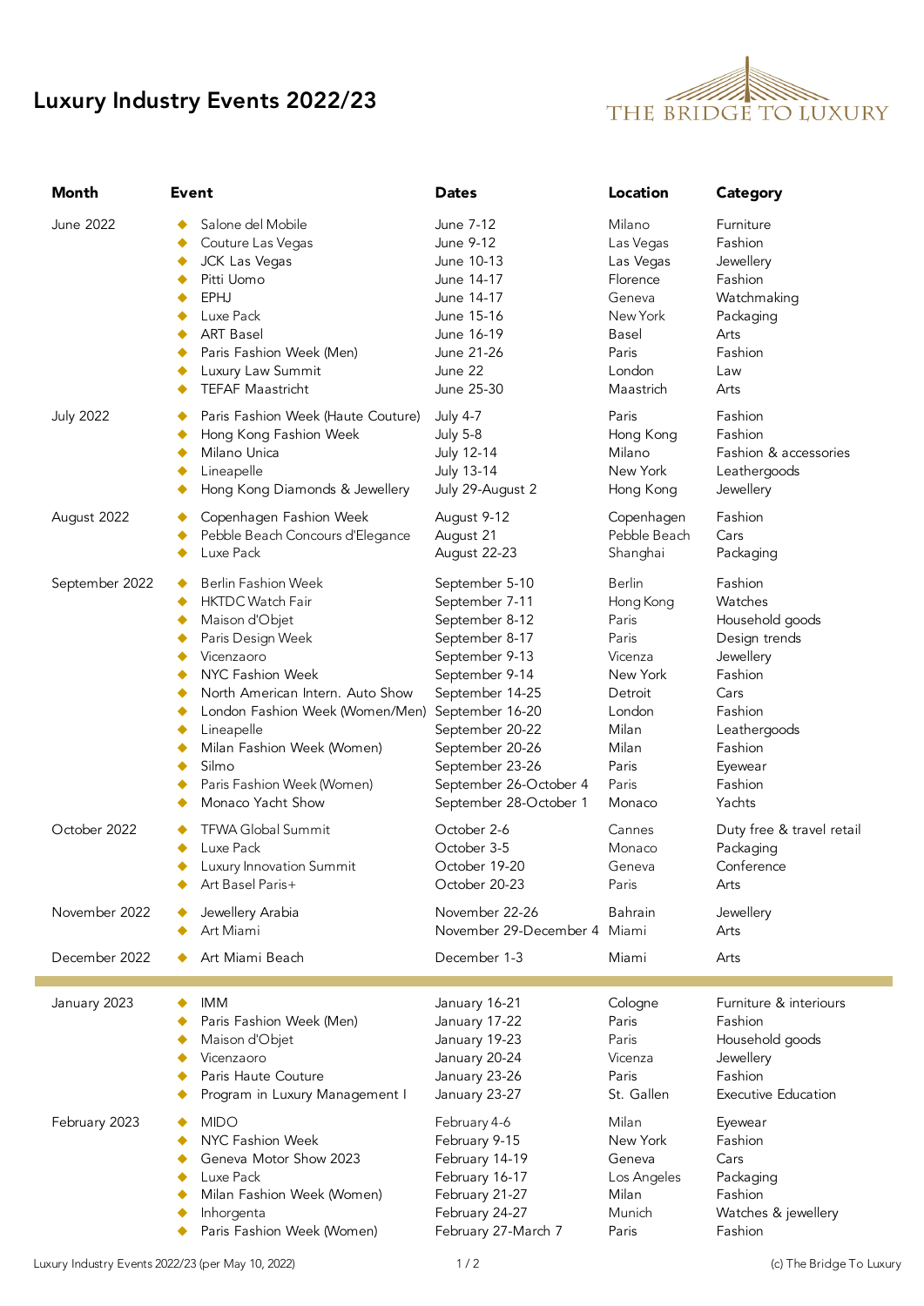# Luxury Industry Events 2022/23

THE BRIDGE TO LUXURY

| Month | Event | Dates | Location | Category |
|---|---|---|---|---|
| June 2022 | Salone del Mobile | June 7-12 | Milano | Furniture |
| | Couture Las Vegas | June 9-12 | Las Vegas | Fashion |
| | JCK Las Vegas | June 10-13 | Las Vegas | Jewellery |
| | Pitti Uomo | June 14-17 | Florence | Fashion |
| | EPHJ | June 14-17 | Geneva | Watchmaking |
| | Luxe Pack | June 15-16 | New York | Packaging |
| | ART Basel | June 16-19 | Basel | Arts |
| | Paris Fashion Week (Men) | June 21-26 | Paris | Fashion |
| | Luxury Law Summit | June 22 | London | Law |
| | TEFAF Maastricht | June 25-30 | Maastrich | Arts |
| July 2022 | Paris Fashion Week (Haute Couture) | July 4-7 | Paris | Fashion |
| | Hong Kong Fashion Week | July 5-8 | Hong Kong | Fashion |
| | Milano Unica | July 12-14 | Milano | Fashion & accessories |
| | Lineapelle | July 13-14 | New York | Leathergoods |
| | Hong Kong Diamonds & Jewellery | July 29-August 2 | Hong Kong | Jewellery |
| August 2022 | Copenhagen Fashion Week | August 9-12 | Copenhagen | Fashion |
| | Pebble Beach Concours d'Elegance | August 21 | Pebble Beach | Cars |
| | Luxe Pack | August 22-23 | Shanghai | Packaging |
| September 2022 | Berlin Fashion Week | September 5-10 | Berlin | Fashion |
| | HKTDC Watch Fair | September 7-11 | Hong Kong | Watches |
| | Maison d'Objet | September 8-12 | Paris | Household goods |
| | Paris Design Week | September 8-17 | Paris | Design trends |
| | Vicenzaoro | September 9-13 | Vicenza | Jewellery |
| | NYC Fashion Week | September 9-14 | New York | Fashion |
| | North American Intern. Auto Show | September 14-25 | Detroit | Cars |
| | London Fashion Week (Women/Men) | September 16-20 | London | Fashion |
| | Lineapelle | September 20-22 | Milan | Leathergoods |
| | Milan Fashion Week (Women) | September 20-26 | Milan | Fashion |
| | Silmo | September 23-26 | Paris | Eyewear |
| | Paris Fashion Week (Women) | September 26-October 4 | Paris | Fashion |
| | Monaco Yacht Show | September 28-October 1 | Monaco | Yachts |
| October 2022 | TFWA Global Summit | October 2-6 | Cannes | Duty free & travel retail |
| | Luxe Pack | October 3-5 | Monaco | Packaging |
| | Luxury Innovation Summit | October 19-20 | Geneva | Conference |
| | Art Basel Paris+ | October 20-23 | Paris | Arts |
| November 2022 | Jewellery Arabia | November 22-26 | Bahrain | Jewellery |
| | Art Miami | November 29-December 4 | Miami | Arts |
| December 2022 | Art Miami Beach | December 1-3 | Miami | Arts |
| January 2023 | IMM | January 16-21 | Cologne | Furniture & interiours |
| | Paris Fashion Week (Men) | January 17-22 | Paris | Fashion |
| | Maison d'Objet | January 19-23 | Paris | Household goods |
| | Vicenzaoro | January 20-24 | Vicenza | Jewellery |
| | Paris Haute Couture | January 23-26 | Paris | Fashion |
| | Program in Luxury Management I | January 23-27 | St. Gallen | Executive Education |
| February 2023 | MIDO | February 4-6 | Milan | Eyewear |
| | NYC Fashion Week | February 9-15 | New York | Fashion |
| | Geneva Motor Show 2023 | February 14-19 | Geneva | Cars |
| | Luxe Pack | February 16-17 | Los Angeles | Packaging |
| | Milan Fashion Week (Women) | February 21-27 | Milan | Fashion |
| | Inhorgenta | February 24-27 | Munich | Watches & jewellery |
| | Paris Fashion Week (Women) | February 27-March 7 | Paris | Fashion |

Luxury Industry Events 2022/23 (per May 10, 2022) (c) The Bridge To Luxury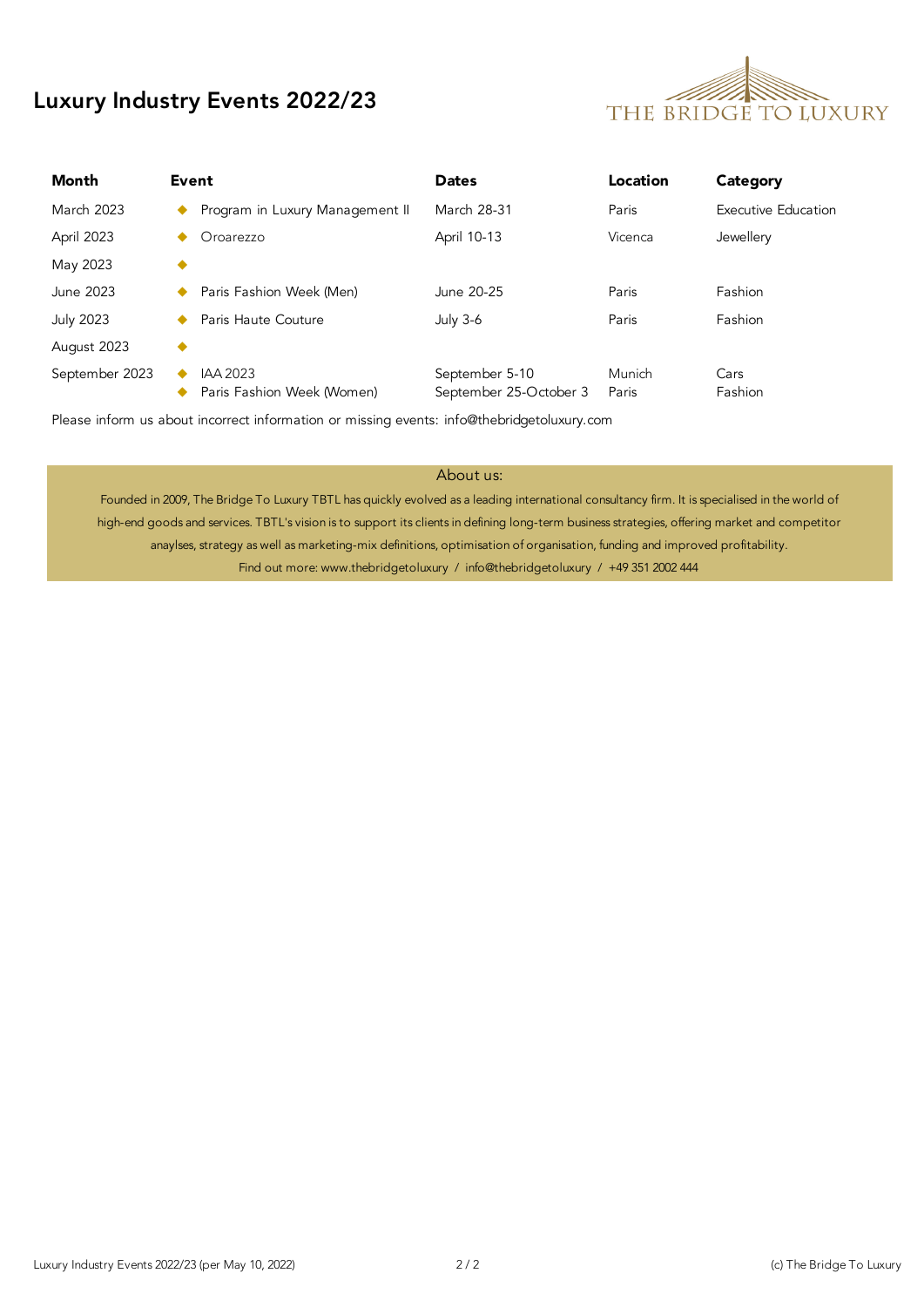# Luxury Industry Events 2022/23

THE BRIDGE TO LUXURY

| Month | Event | Dates | Location | Category |
|---|---|---|---|---|
| March 2023 | ◆ Program in Luxury Management II | March 28-31 | Paris | Executive Education |
| April 2023 | ◆ Oroarezzo | April 10-13 | Vicenca | Jewellery |
| May 2023 | ◆ | | | |
| June 2023 | ◆ Paris Fashion Week (Men) | June 20-25 | Paris | Fashion |
| July 2023 | ◆ Paris Haute Couture | July 3-6 | Paris | Fashion |
| August 2023 | ◆ | | | |
| September 2023 | ◆ IAA 2023 | September 5-10 | Munich | Cars |
| | ◆ Paris Fashion Week (Women) | September 25-October 3 | Paris | Fashion |

Please inform us about incorrect information or missing events: info@thebridgetoluxury.com

About us:

Founded in 2009, The Bridge To Luxury TBTL has quickly evolved as a leading international consultancy firm. It is specialised in the world of high-end goods and services. TBTL's vision is to support its clients in defining long-term business strategies, offering market and competitor anaylses, strategy as well as marketing-mix definitions, optimisation of organisation, funding and improved profitability.

Find out more: www.thebridgetoluxury / info@thebridgetoluxury / +49 351 2002 444